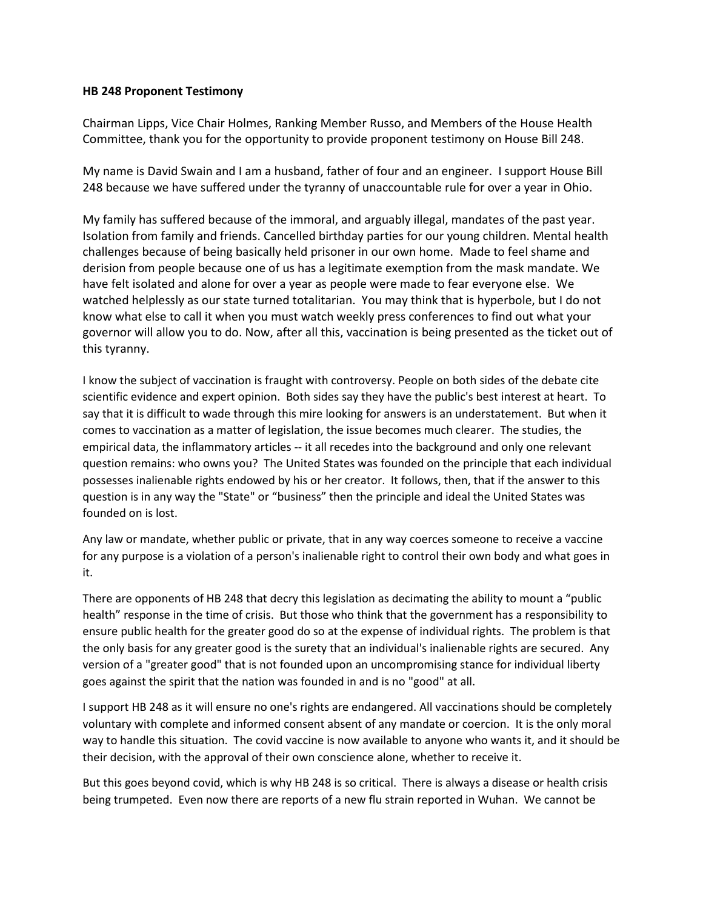**HB 248 Proponent Testimony**

Chairman Lipps, Vice Chair Holmes, Ranking Member Russo, and Members of the House Health Committee, thank you for the opportunity to provide proponent testimony on House Bill 248.

My name is David Swain and I am a husband, father of four and an engineer. I support House Bill 248 because we have suffered under the tyranny of unaccountable rule for over a year in Ohio.

My family has suffered because of the immoral, and arguably illegal, mandates of the past year. Isolation from family and friends. Cancelled birthday parties for our young children. Mental health challenges because of being basically held prisoner in our own home. Made to feel shame and derision from people because one of us has a legitimate exemption from the mask mandate. We have felt isolated and alone for over a year as people were made to fear everyone else. We watched helplessly as our state turned totalitarian. You may think that is hyperbole, but I do not know what else to call it when you must watch weekly press conferences to find out what your governor will allow you to do. Now, after all this, vaccination is being presented as the ticket out of this tyranny.

I know the subject of vaccination is fraught with controversy. People on both sides of the debate cite scientific evidence and expert opinion. Both sides say they have the public's best interest at heart. To say that it is difficult to wade through this mire looking for answers is an understatement. But when it comes to vaccination as a matter of legislation, the issue becomes much clearer. The studies, the empirical data, the inflammatory articles -- it all recedes into the background and only one relevant question remains: who owns you? The United States was founded on the principle that each individual possesses inalienable rights endowed by his or her creator. It follows, then, that if the answer to this question is in any way the "State" or "business" then the principle and ideal the United States was founded on is lost.

Any law or mandate, whether public or private, that in any way coerces someone to receive a vaccine for any purpose is a violation of a person's inalienable right to control their own body and what goes in it.

There are opponents of HB 248 that decry this legislation as decimating the ability to mount a "public health" response in the time of crisis. But those who think that the government has a responsibility to ensure public health for the greater good do so at the expense of individual rights. The problem is that the only basis for any greater good is the surety that an individual's inalienable rights are secured. Any version of a "greater good" that is not founded upon an uncompromising stance for individual liberty goes against the spirit that the nation was founded in and is no "good" at all.

I support HB 248 as it will ensure no one's rights are endangered. All vaccinations should be completely voluntary with complete and informed consent absent of any mandate or coercion. It is the only moral way to handle this situation. The covid vaccine is now available to anyone who wants it, and it should be their decision, with the approval of their own conscience alone, whether to receive it.

But this goes beyond covid, which is why HB 248 is so critical. There is always a disease or health crisis being trumpeted. Even now there are reports of a new flu strain reported in Wuhan. We cannot be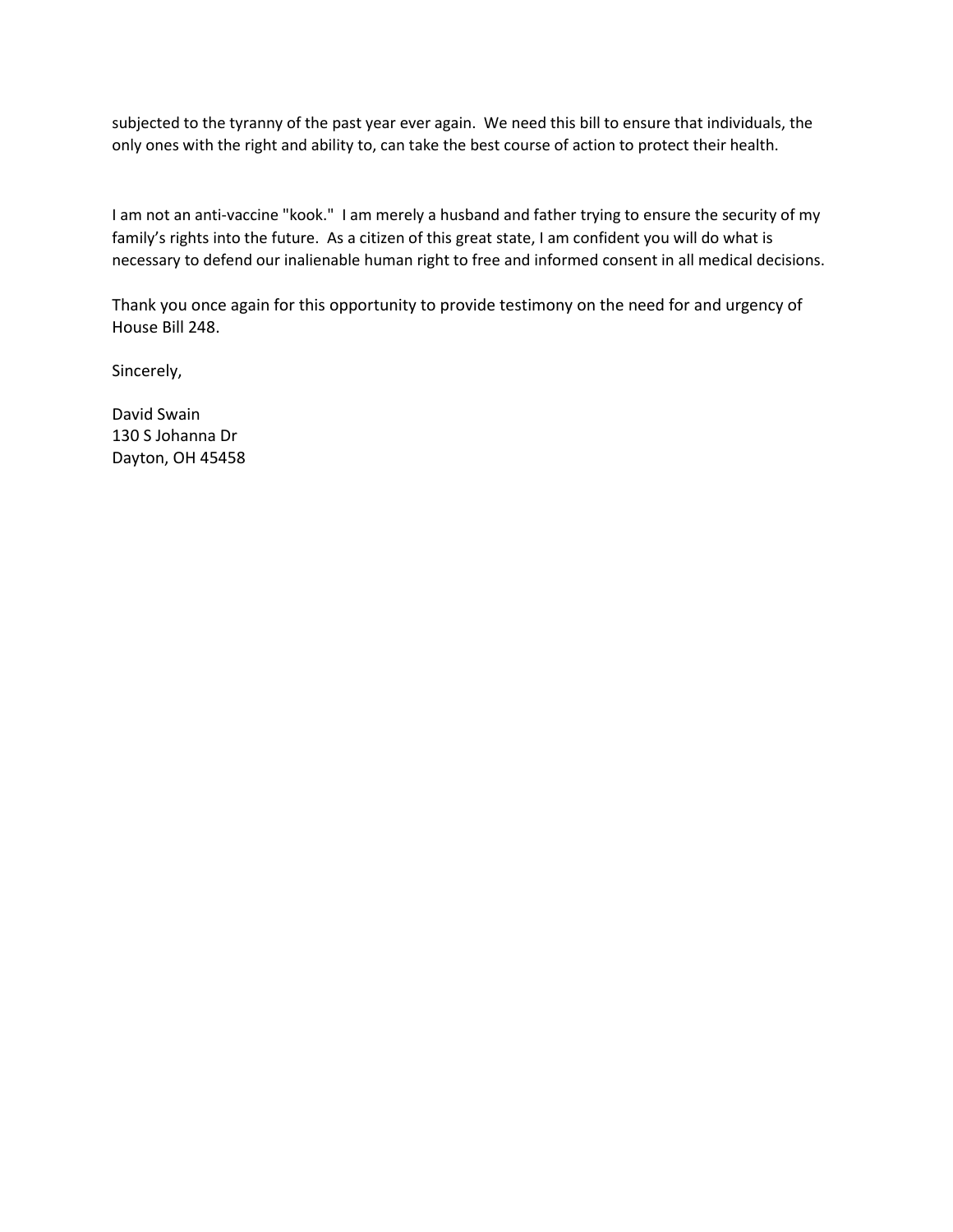subjected to the tyranny of the past year ever again. We need this bill to ensure that individuals, the only ones with the right and ability to, can take the best course of action to protect their health.

I am not an anti-vaccine "kook." I am merely a husband and father trying to ensure the security of my family's rights into the future. As a citizen of this great state, I am confident you will do what is necessary to defend our inalienable human right to free and informed consent in all medical decisions.

Thank you once again for this opportunity to provide testimony on the need for and urgency of House Bill 248.

Sincerely,

David Swain
130 S Johanna Dr
Dayton, OH 45458